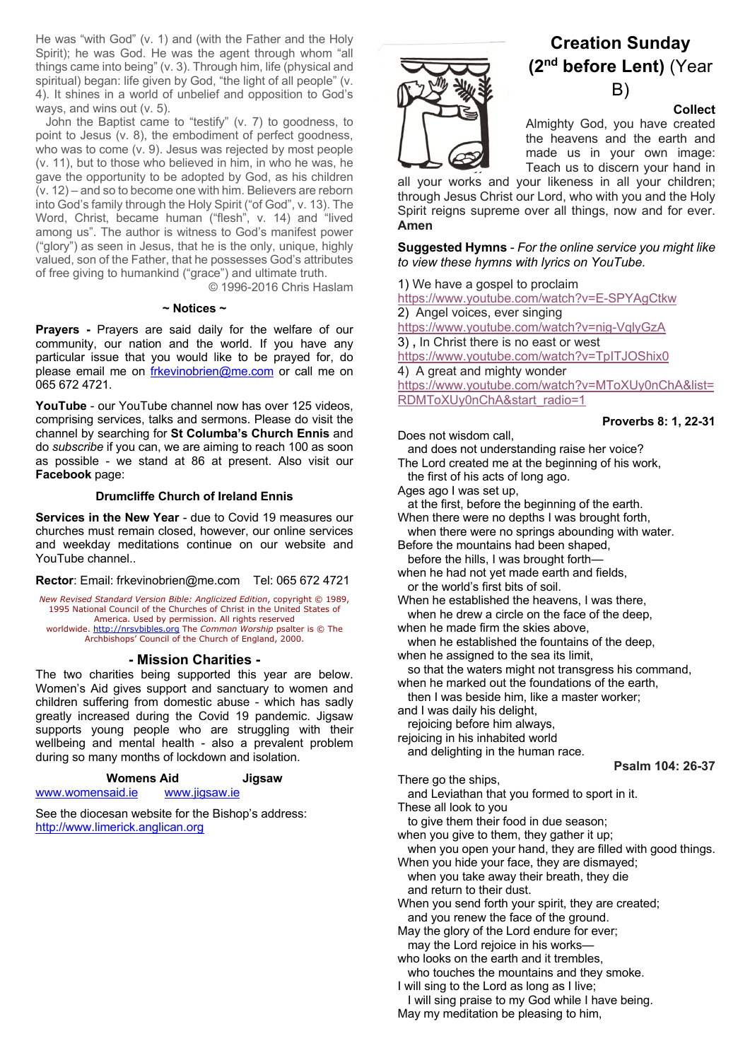He was "with God" (v. 1) and (with the Father and the Holy Spirit); he was God. He was the agent through whom "all things came into being" (v. 3). Through him, life (physical and spiritual) began: life given by God, "the light of all people" (v. 4). It shines in a world of unbelief and opposition to God's ways, and wins out (v. 5).

John the Baptist came to "testify" (v. 7) to goodness, to point to Jesus (v. 8), the embodiment of perfect goodness, who was to come (v. 9). Jesus was rejected by most people (v. 11), but to those who believed in him, in who he was, he gave the opportunity to be adopted by God, as his children (v. 12) – and so to become one with him. Believers are reborn into God's family through the Holy Spirit ("of God", v. 13). The Word, Christ, became human ("flesh", v. 14) and "lived among us". The author is witness to God's manifest power ("glory") as seen in Jesus, that he is the only, unique, highly valued, son of the Father, that he possesses God's attributes of free giving to humankind ("grace") and ultimate truth.

© 1996-2016 Chris Haslam

## ~ Notices ~

**Prayers -** Prayers are said daily for the welfare of our community, our nation and the world. If you have any particular issue that you would like to be prayed for, do please email me on frkevinobrien@me.com or call me on 065 672 4721.

**YouTube** - our YouTube channel now has over 125 videos, comprising services, talks and sermons. Please do visit the channel by searching for **St Columba's Church Ennis** and do *subscribe* if you can, we are aiming to reach 100 as soon as possible - we stand at 86 at present. Also visit our **Facebook** page:

**Drumcliffe Church of Ireland Ennis**

**Services in the New Year** - due to Covid 19 measures our churches must remain closed, however, our online services and weekday meditations continue on our website and YouTube channel..

**Rector**: Email: frkevinobrien@me.com Tel: 065 672 4721

*New Revised Standard Version Bible: Anglicized Edition*, copyright © 1989, 1995 National Council of the Churches of Christ in the United States of America. Used by permission. All rights reserved worldwide. http://nrsvbibles.org The *Common Worship* psalter is © The Archbishops' Council of the Church of England, 2000.

## - Mission Charities -

The two charities being supported this year are below. Women's Aid gives support and sanctuary to women and children suffering from domestic abuse - which has sadly greatly increased during the Covid 19 pandemic. Jigsaw supports young people who are struggling with their wellbeing and mental health - also a prevalent problem during so many months of lockdown and isolation.

**Womens Aid** — www.womensaid.ie

**Jigsaw** — www.jigsaw.ie

See the diocesan website for the Bishop's address:
http://www.limerick.anglican.org

# Creation Sunday (2nd before Lent) (Year B)

**Collect**

Almighty God, you have created the heavens and the earth and made us in your own image: Teach us to discern your hand in all your works and your likeness in all your children; through Jesus Christ our Lord, who with you and the Holy Spirit reigns supreme over all things, now and for ever. **Amen**

**Suggested Hymns** - *For the online service you might like to view these hymns with lyrics on YouTube.*

1) We have a gospel to proclaim
https://www.youtube.com/watch?v=E-SPYAgCtkw
2) Angel voices, ever singing
https://www.youtube.com/watch?v=nig-VqlyGzA
3) , In Christ there is no east or west
https://www.youtube.com/watch?v=TpITJOShix0
4) A great and mighty wonder
https://www.youtube.com/watch?v=MToXUy0nChA&list=RDMToXUy0nChA&start_radio=1

**Proverbs 8: 1, 22-31**

Does not wisdom call,
  and does not understanding raise her voice?
The Lord created me at the beginning of his work,
  the first of his acts of long ago.
Ages ago I was set up,
  at the first, before the beginning of the earth.
When there were no depths I was brought forth,
  when there were no springs abounding with water.
Before the mountains had been shaped,
  before the hills, I was brought forth—
when he had not yet made earth and fields,
  or the world's first bits of soil.
When he established the heavens, I was there,
  when he drew a circle on the face of the deep,
when he made firm the skies above,
  when he established the fountains of the deep,
when he assigned to the sea its limit,
  so that the waters might not transgress his command,
when he marked out the foundations of the earth,
  then I was beside him, like a master worker;
and I was daily his delight,
  rejoicing before him always,
rejoicing in his inhabited world
  and delighting in the human race.

**Psalm 104: 26-37**

There go the ships,
  and Leviathan that you formed to sport in it.
These all look to you
  to give them their food in due season;
when you give to them, they gather it up;
  when you open your hand, they are filled with good things.
When you hide your face, they are dismayed;
  when you take away their breath, they die
  and return to their dust.
When you send forth your spirit, they are created;
  and you renew the face of the ground.
May the glory of the Lord endure for ever;
  may the Lord rejoice in his works—
who looks on the earth and it trembles,
  who touches the mountains and they smoke.
I will sing to the Lord as long as I live;
  I will sing praise to my God while I have being.
May my meditation be pleasing to him,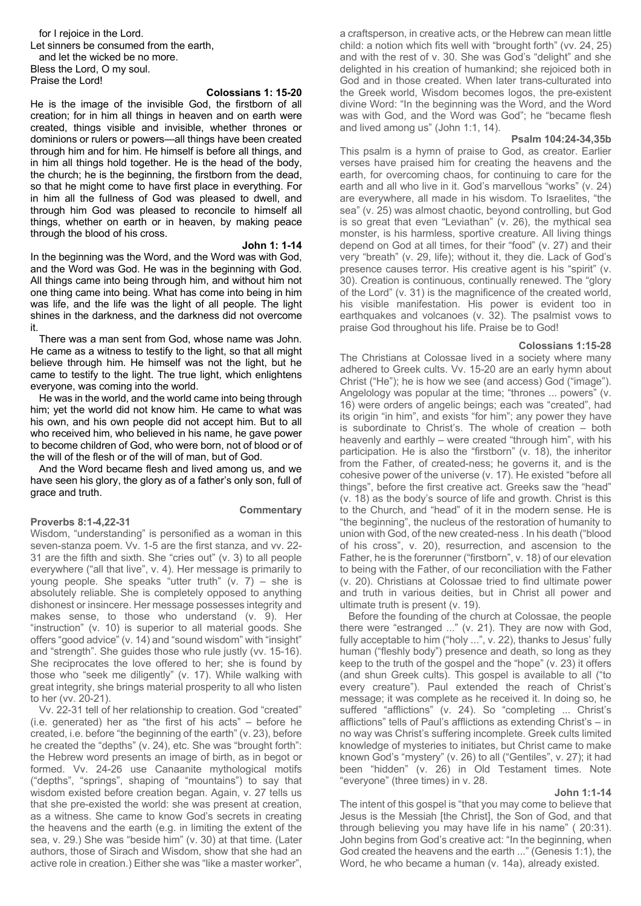for I rejoice in the Lord.
Let sinners be consumed from the earth,
and let the wicked be no more.
Bless the Lord, O my soul.
Praise the Lord!

**Colossians 1: 15-20**

He is the image of the invisible God, the firstborn of all creation; for in him all things in heaven and on earth were created, things visible and invisible, whether thrones or dominions or rulers or powers—all things have been created through him and for him. He himself is before all things, and in him all things hold together. He is the head of the body, the church; he is the beginning, the firstborn from the dead, so that he might come to have first place in everything. For in him all the fullness of God was pleased to dwell, and through him God was pleased to reconcile to himself all things, whether on earth or in heaven, by making peace through the blood of his cross.

**John 1: 1-14**

In the beginning was the Word, and the Word was with God, and the Word was God. He was in the beginning with God. All things came into being through him, and without him not one thing came into being. What has come into being in him was life, and the life was the light of all people. The light shines in the darkness, and the darkness did not overcome it.

There was a man sent from God, whose name was John. He came as a witness to testify to the light, so that all might believe through him. He himself was not the light, but he came to testify to the light. The true light, which enlightens everyone, was coming into the world.

He was in the world, and the world came into being through him; yet the world did not know him. He came to what was his own, and his own people did not accept him. But to all who received him, who believed in his name, he gave power to become children of God, who were born, not of blood or of the will of the flesh or of the will of man, but of God.

And the Word became flesh and lived among us, and we have seen his glory, the glory as of a father's only son, full of grace and truth.

## Commentary

**Proverbs 8:1-4,22-31**

Wisdom, "understanding" is personified as a woman in this seven-stanza poem. Vv. 1-5 are the first stanza, and vv. 22-31 are the fifth and sixth. She "cries out" (v. 3) to all people everywhere ("all that live", v. 4). Her message is primarily to young people. She speaks "utter truth" (v. 7) – she is absolutely reliable. She is completely opposed to anything dishonest or insincere. Her message possesses integrity and makes sense, to those who understand (v. 9). Her "instruction" (v. 10) is superior to all material goods. She offers "good advice" (v. 14) and "sound wisdom" with "insight" and "strength". She guides those who rule justly (vv. 15-16). She reciprocates the love offered to her; she is found by those who "seek me diligently" (v. 17). While walking with great integrity, she brings material prosperity to all who listen to her (vv. 20-21).

Vv. 22-31 tell of her relationship to creation. God "created" (i.e. generated) her as "the first of his acts" – before he created, i.e. before "the beginning of the earth" (v. 23), before he created the "depths" (v. 24), etc. She was "brought forth": the Hebrew word presents an image of birth, as in begot or formed. Vv. 24-26 use Canaanite mythological motifs ("depths", "springs", shaping of "mountains") to say that wisdom existed before creation began. Again, v. 27 tells us that she pre-existed the world: she was present at creation, as a witness. She came to know God's secrets in creating the heavens and the earth (e.g. in limiting the extent of the sea, v. 29.) She was "beside him" (v. 30) at that time. (Later authors, those of Sirach and Wisdom, show that she had an active role in creation.) Either she was "like a master worker", a craftsperson, in creative acts, or the Hebrew can mean little child: a notion which fits well with "brought forth" (vv. 24, 25) and with the rest of v. 30. She was God's "delight" and she delighted in his creation of humankind; she rejoiced both in God and in those created. When later trans-culturated into the Greek world, Wisdom becomes logos, the pre-existent divine Word: "In the beginning was the Word, and the Word was with God, and the Word was God"; he "became flesh and lived among us" (John 1:1, 14).

**Psalm 104:24-34,35b**

This psalm is a hymn of praise to God, as creator. Earlier verses have praised him for creating the heavens and the earth, for overcoming chaos, for continuing to care for the earth and all who live in it. God's marvellous "works" (v. 24) are everywhere, all made in his wisdom. To Israelites, "the sea" (v. 25) was almost chaotic, beyond controlling, but God is so great that even "Leviathan" (v. 26), the mythical sea monster, is his harmless, sportive creature. All living things depend on God at all times, for their "food" (v. 27) and their very "breath" (v. 29, life); without it, they die. Lack of God's presence causes terror. His creative agent is his "spirit" (v. 30). Creation is continuous, continually renewed. The "glory of the Lord" (v. 31) is the magnificence of the created world, his visible manifestation. His power is evident too in earthquakes and volcanoes (v. 32). The psalmist vows to praise God throughout his life. Praise be to God!

**Colossians 1:15-28**

The Christians at Colossae lived in a society where many adhered to Greek cults. Vv. 15-20 are an early hymn about Christ ("He"); he is how we see (and access) God ("image"). Angelology was popular at the time; "thrones ... powers" (v. 16) were orders of angelic beings; each was "created", had its origin "in him", and exists "for him"; any power they have is subordinate to Christ's. The whole of creation – both heavenly and earthly – were created "through him", with his participation. He is also the "firstborn" (v. 18), the inheritor from the Father, of created-ness; he governs it, and is the cohesive power of the universe (v. 17). He existed "before all things", before the first creative act. Greeks saw the "head" (v. 18) as the body's source of life and growth. Christ is this to the Church, and "head" of it in the modern sense. He is "the beginning", the nucleus of the restoration of humanity to union with God, of the new created-ness . In his death ("blood of his cross", v. 20), resurrection, and ascension to the Father, he is the forerunner ("firstborn", v. 18) of our elevation to being with the Father, of our reconciliation with the Father (v. 20). Christians at Colossae tried to find ultimate power and truth in various deities, but in Christ all power and ultimate truth is present (v. 19).

Before the founding of the church at Colossae, the people there were "estranged ..." (v. 21). They are now with God, fully acceptable to him ("holy ...", v. 22), thanks to Jesus' fully human ("fleshly body") presence and death, so long as they keep to the truth of the gospel and the "hope" (v. 23) it offers (and shun Greek cults). This gospel is available to all ("to every creature"). Paul extended the reach of Christ's message; it was complete as he received it. In doing so, he suffered "afflictions" (v. 24). So "completing ... Christ's afflictions" tells of Paul's afflictions as extending Christ's – in no way was Christ's suffering incomplete. Greek cults limited knowledge of mysteries to initiates, but Christ came to make known God's "mystery" (v. 26) to all ("Gentiles", v. 27); it had been "hidden" (v. 26) in Old Testament times. Note "everyone" (three times) in v. 28.

**John 1:1-14**

The intent of this gospel is "that you may come to believe that Jesus is the Messiah [the Christ], the Son of God, and that through believing you may have life in his name" ( 20:31). John begins from God's creative act: "In the beginning, when God created the heavens and the earth ..." (Genesis 1:1), the Word, he who became a human (v. 14a), already existed.